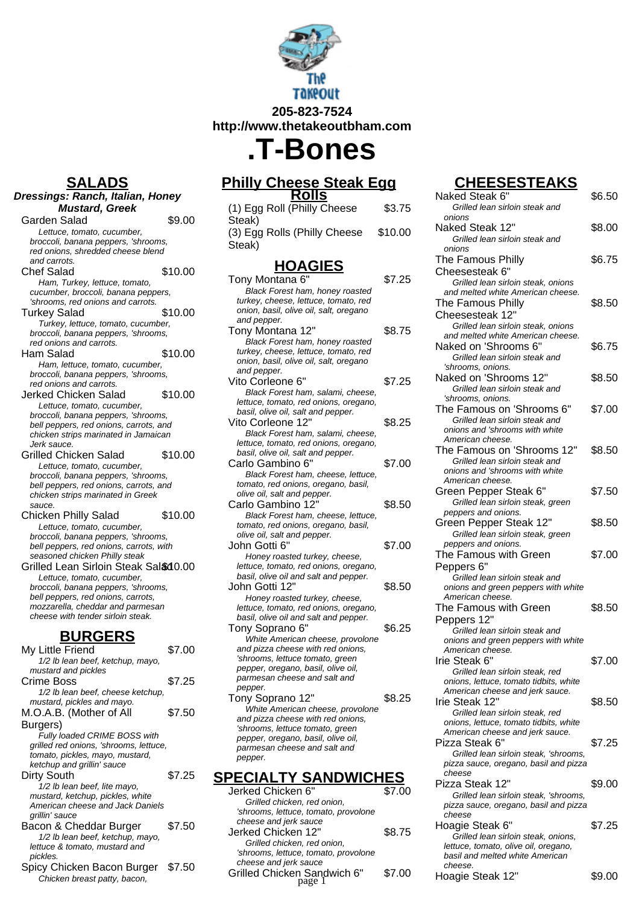205-823-7524
http://www.thetakeoutbham.com

# .T-Bones

## SALADS

***Dressings: Ranch, Italian, Honey Mustard, Greek***

Garden Salad — $9.00
*Lettuce, tomato, cucumber, broccoli, banana peppers, 'shrooms, red onions, shredded cheese blend and carrots.*

Chef Salad — $10.00
*Ham, Turkey, lettuce, tomato, cucumber, broccoli, banana peppers, 'shrooms, red onions and carrots.*

Turkey Salad — $10.00
*Turkey, lettuce, tomato, cucumber, broccoli, banana peppers, 'shrooms, red onions and carrots.*

Ham Salad — $10.00
*Ham, lettuce, tomato, cucumber, broccoli, banana peppers, 'shrooms, red onions and carrots.*

Jerked Chicken Salad — $10.00
*Lettuce, tomato, cucumber, broccoli, banana peppers, 'shrooms, bell peppers, red onions, carrots, and chicken strips marinated in Jamaican Jerk sauce.*

Grilled Chicken Salad — $10.00
*Lettuce, tomato, cucumber, broccoli, banana peppers, 'shrooms, bell peppers, red onions, carrots, and chicken strips marinated in Greek sauce.*

Chicken Philly Salad — $10.00
*Lettuce, tomato, cucumber, broccoli, banana peppers, 'shrooms, bell peppers, red onions, carrots, with seasoned chicken Philly steak*

Grilled Lean Sirloin Steak Salad — $10.00
*Lettuce, tomato, cucumber, broccoli, banana peppers, 'shrooms, bell peppers, red onions, carrots, mozzarella, cheddar and parmesan cheese with tender sirloin steak.*

## BURGERS

My Little Friend — $7.00
*1/2 lb lean beef, ketchup, mayo, mustard and pickles*

Crime Boss — $7.25
*1/2 lb lean beef, cheese ketchup, mustard, pickles and mayo.*

M.O.A.B. (Mother of All Burgers) — $7.50
*Fully loaded CRIME BOSS with grilled red onions, 'shrooms, lettuce, tomato, pickles, mayo, mustard, ketchup and grillin' sauce*

Dirty South — $7.25
*1/2 lb lean beef, lite mayo, mustard, ketchup, pickles, white American cheese and Jack Daniels grillin' sauce*

Bacon & Cheddar Burger — $7.50
*1/2 lb lean beef, ketchup, mayo, lettuce & tomato, mustard and pickles.*

Spicy Chicken Bacon Burger — $7.50
*Chicken breast patty, bacon,*

## Philly Cheese Steak Egg Rolls

(1) Egg Roll (Philly Cheese Steak) — $3.75

(3) Egg Rolls (Philly Cheese Steak) — $10.00

## HOAGIES

Tony Montana 6" — $7.25
*Black Forest ham, honey roasted turkey, cheese, lettuce, tomato, red onion, basil, olive oil, salt, oregano and pepper.*

Tony Montana 12" — $8.75
*Black Forest ham, honey roasted turkey, cheese, lettuce, tomato, red onion, basil, olive oil, salt, oregano and pepper.*

Vito Corleone 6" — $7.25
*Black Forest ham, salami, cheese, lettuce, tomato, red onions, oregano, basil, olive oil, salt and pepper.*

Vito Corleone 12" — $8.25
*Black Forest ham, salami, cheese, lettuce, tomato, red onions, oregano, basil, olive oil, salt and pepper.*

Carlo Gambino 6" — $7.00
*Black Forest ham, cheese, lettuce, tomato, red onions, oregano, basil, olive oil, salt and pepper.*

Carlo Gambino 12" — $8.50
*Black Forest ham, cheese, lettuce, tomato, red onions, oregano, basil, olive oil, salt and pepper.*

John Gotti 6" — $7.00
*Honey roasted turkey, cheese, lettuce, tomato, red onions, oregano, basil, olive oil and salt and pepper.*

John Gotti 12" — $8.50
*Honey roasted turkey, cheese, lettuce, tomato, red onions, oregano, basil, olive oil and salt and pepper.*

Tony Soprano 6" — $6.25
*White American cheese, provolone and pizza cheese with red onions, 'shrooms, lettuce tomato, green pepper, oregano, basil, olive oil, parmesan cheese and salt and pepper.*

Tony Soprano 12" — $8.25
*White American cheese, provolone and pizza cheese with red onions, 'shrooms, lettuce tomato, green pepper, oregano, basil, olive oil, parmesan cheese and salt and pepper.*

## SPECIALTY SANDWICHES

Jerked Chicken 6" — $7.00
*Grilled chicken, red onion, 'shrooms, lettuce, tomato, provolone cheese and jerk sauce*

Jerked Chicken 12" — $8.75
*Grilled chicken, red onion, 'shrooms, lettuce, tomato, provolone cheese and jerk sauce*

Grilled Chicken Sandwich 6" — $7.00

## CHEESESTEAKS

Naked Steak 6" — $6.50
*Grilled lean sirloin steak and onions*

Naked Steak 12" — $8.00
*Grilled lean sirloin steak and onions*

The Famous Philly Cheesesteak 6" — $6.75
*Grilled lean sirloin steak, onions and melted white American cheese.*

The Famous Philly Cheesesteak 12" — $8.50
*Grilled lean sirloin steak, onions and melted white American cheese.*

Naked on 'Shrooms 6" — $6.75
*Grilled lean sirloin steak and 'shrooms, onions.*

Naked on 'Shrooms 12" — $8.50
*Grilled lean sirloin steak and 'shrooms, onions.*

The Famous on 'Shrooms 6" — $7.00
*Grilled lean sirloin steak and onions and 'shrooms with white American cheese.*

The Famous on 'Shrooms 12" — $8.50
*Grilled lean sirloin steak and onions and 'shrooms with white American cheese.*

Green Pepper Steak 6" — $7.50
*Grilled lean sirloin steak, green peppers and onions.*

Green Pepper Steak 12" — $8.50
*Grilled lean sirloin steak, green peppers and onions.*

The Famous with Green Peppers 6" — $7.00
*Grilled lean sirloin steak and onions and green peppers with white American cheese.*

The Famous with Green Peppers 12" — $8.50
*Grilled lean sirloin steak and onions and green peppers with white American cheese.*

Irie Steak 6" — $7.00
*Grilled lean sirloin steak, red onions, lettuce, tomato tidbits, white American cheese and jerk sauce.*

Irie Steak 12" — $8.50
*Grilled lean sirloin steak, red onions, lettuce, tomato tidbits, white American cheese and jerk sauce.*

Pizza Steak 6" — $7.25
*Grilled lean sirloin steak, 'shrooms, pizza sauce, oregano, basil and pizza cheese*

Pizza Steak 12" — $9.00
*Grilled lean sirloin steak, 'shrooms, pizza sauce, oregano, basil and pizza cheese*

Hoagie Steak 6" — $7.25
*Grilled lean sirloin steak, onions, lettuce, tomato, olive oil, oregano, basil and melted white American cheese.*

Hoagie Steak 12" — $9.00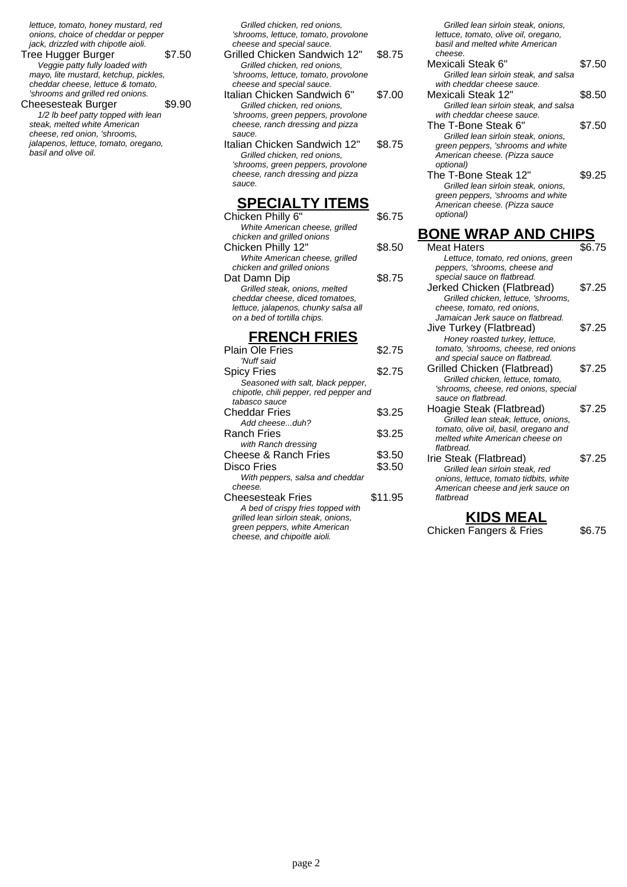*lettuce, tomato, honey mustard, red onions, choice of cheddar or pepper jack, drizzled with chipotle aioli.*

Tree Hugger Burger $7.50
*Veggie patty fully loaded with mayo, lite mustard, ketchup, pickles, cheddar cheese, lettuce & tomato, 'shrooms and grilled red onions.*

Cheesesteak Burger $9.90
*1/2 lb beef patty topped with lean steak, melted white American cheese, red onion, 'shrooms, jalapenos, lettuce, tomato, oregano, basil and olive oil.*

*Grilled chicken, red onions, 'shrooms, lettuce, tomato, provolone cheese and special sauce.*

Grilled Chicken Sandwich 12" $8.75
*Grilled chicken, red onions, 'shrooms, lettuce, tomato, provolone cheese and special sauce.*

Italian Chicken Sandwich 6" $7.00
*Grilled chicken, red onions, 'shrooms, green peppers, provolone cheese, ranch dressing and pizza sauce.*

Italian Chicken Sandwich 12" $8.75
*Grilled chicken, red onions, 'shrooms, green peppers, provolone cheese, ranch dressing and pizza sauce.*

## SPECIALTY ITEMS

Chicken Philly 6" $6.75
*White American cheese, grilled chicken and grilled onions*

Chicken Philly 12" $8.50
*White American cheese, grilled chicken and grilled onions*

Dat Damn Dip $8.75
*Grilled steak, onions, melted cheddar cheese, diced tomatoes, lettuce, jalapenos, chunky salsa all on a bed of tortilla chips.*

## FRENCH FRIES

Plain Ole Fries $2.75
*'Nuff said*

Spicy Fries $2.75
*Seasoned with salt, black pepper, chipotle, chili pepper, red pepper and tabasco sauce*

Cheddar Fries $3.25
*Add cheese...duh?*

Ranch Fries $3.25
*with Ranch dressing*

Cheese & Ranch Fries $3.50

Disco Fries $3.50
*With peppers, salsa and cheddar cheese.*

Cheesesteak Fries $11.95
*A bed of crispy fries topped with grilled lean sirloin steak, onions, green peppers, white American cheese, and chipoitle aioli.*

*Grilled lean sirloin steak, onions, lettuce, tomato, olive oil, oregano, basil and melted white American cheese.*

Mexicali Steak 6" $7.50
*Grilled lean sirloin steak, and salsa with cheddar cheese sauce.*

Mexicali Steak 12" $8.50
*Grilled lean sirloin steak, and salsa with cheddar cheese sauce.*

The T-Bone Steak 6" $7.50
*Grilled lean sirloin steak, onions, green peppers, 'shrooms and white American cheese. (Pizza sauce optional)*

The T-Bone Steak 12" $9.25
*Grilled lean sirloin steak, onions, green peppers, 'shrooms and white American cheese. (Pizza sauce optional)*

## BONE WRAP AND CHIPS

Meat Haters $6.75
*Lettuce, tomato, red onions, green peppers, 'shrooms, cheese and special sauce on flatbread.*

Jerked Chicken (Flatbread) $7.25
*Grilled chicken, lettuce, 'shrooms, cheese, tomato, red onions, Jamaican Jerk sauce on flatbread.*

Jive Turkey (Flatbread) $7.25
*Honey roasted turkey, lettuce, tomato, 'shrooms, cheese, red onions and special sauce on flatbread.*

Grilled Chicken (Flatbread) $7.25
*Grilled chicken, lettuce, tomato, 'shrooms, cheese, red onions, special sauce on flatbread.*

Hoagie Steak (Flatbread) $7.25
*Grilled lean steak, lettuce, onions, tomato, olive oil, basil, oregano and melted white American cheese on flatbread.*

Irie Steak (Flatbread) $7.25
*Grilled lean sirloin steak, red onions, lettuce, tomato tidbits, white American cheese and jerk sauce on flatbread*

## KIDS MEAL

Chicken Fangers & Fries $6.75